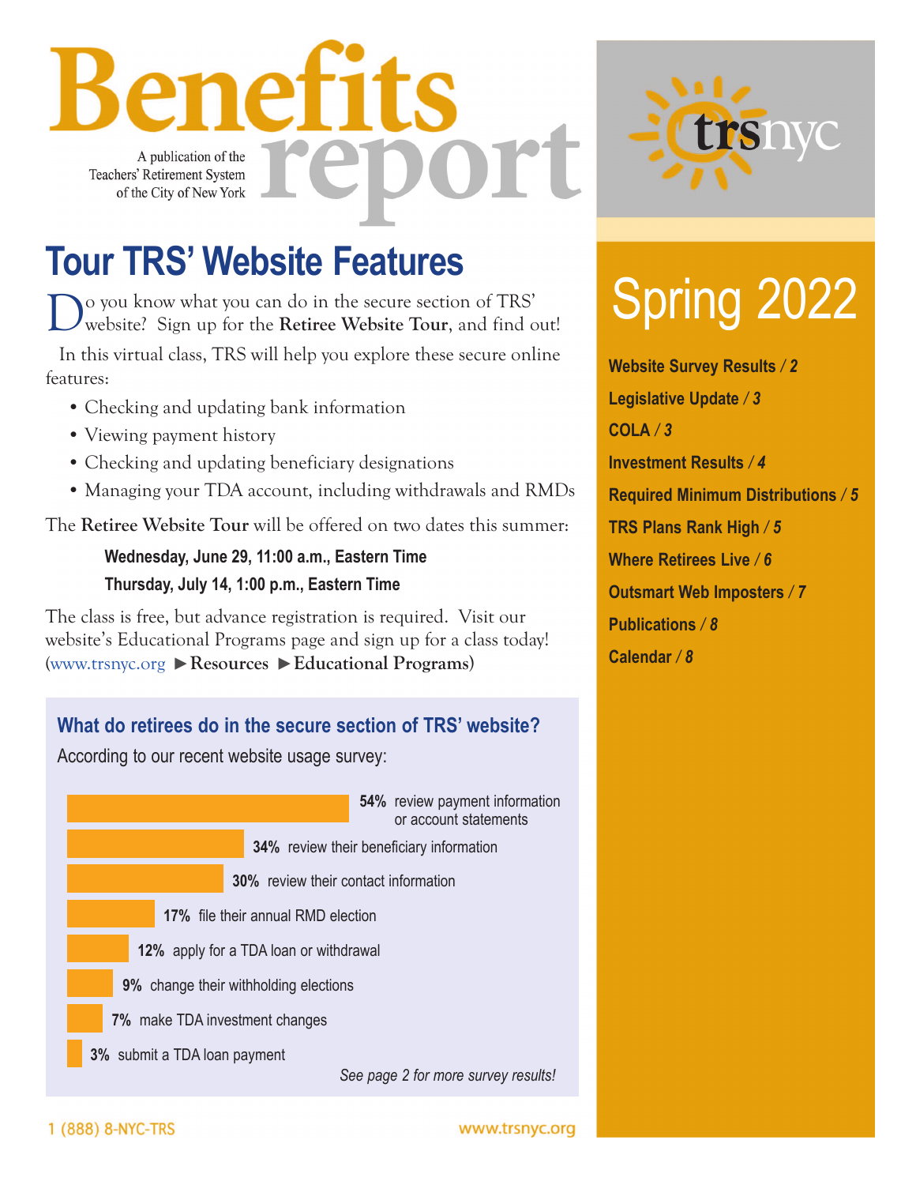# Benefits report

A publication of the Teachers' Retirement System of the City of New York

trsnyc

## Spring 2022

**Website Survey Results / 2**

**Legislative Update / 3**

**COLA / 3**

**Investment Results / 4**

**Required Minimum Distributions / 5**

**TRS Plans Rank High / 5**

**Where Retirees Live / 6**

**Outsmart Web Imposters / 7**

**Publications / 8**

**Calendar / 8**

## Tour TRS' Website Features

Do you know what you can do in the secure section of TRS' website? Sign up for the **Retiree Website Tour**, and find out!

In this virtual class, TRS will help you explore these secure online features:

- Checking and updating bank information
- Viewing payment history
- Checking and updating beneficiary designations
- Managing your TDA account, including withdrawals and RMDs

The **Retiree Website Tour** will be offered on two dates this summer:

**Wednesday, June 29, 11:00 a.m., Eastern Time**

**Thursday, July 14, 1:00 p.m., Eastern Time**

The class is free, but advance registration is required. Visit our website's Educational Programs page and sign up for a class today! (www.trsnyc.org ►**Resources** ►**Educational Programs**)

### What do retirees do in the secure section of TRS' website?

According to our recent website usage survey:

- **54%** review payment information or account statements
- **34%** review their beneficiary information
- **30%** review their contact information
- **17%** file their annual RMD election
- **12%** apply for a TDA loan or withdrawal
- **9%** change their withholding elections
- **7%** make TDA investment changes
- **3%** submit a TDA loan payment

*See page 2 for more survey results!*

1 (888) 8-NYC-TRS www.trsnyc.org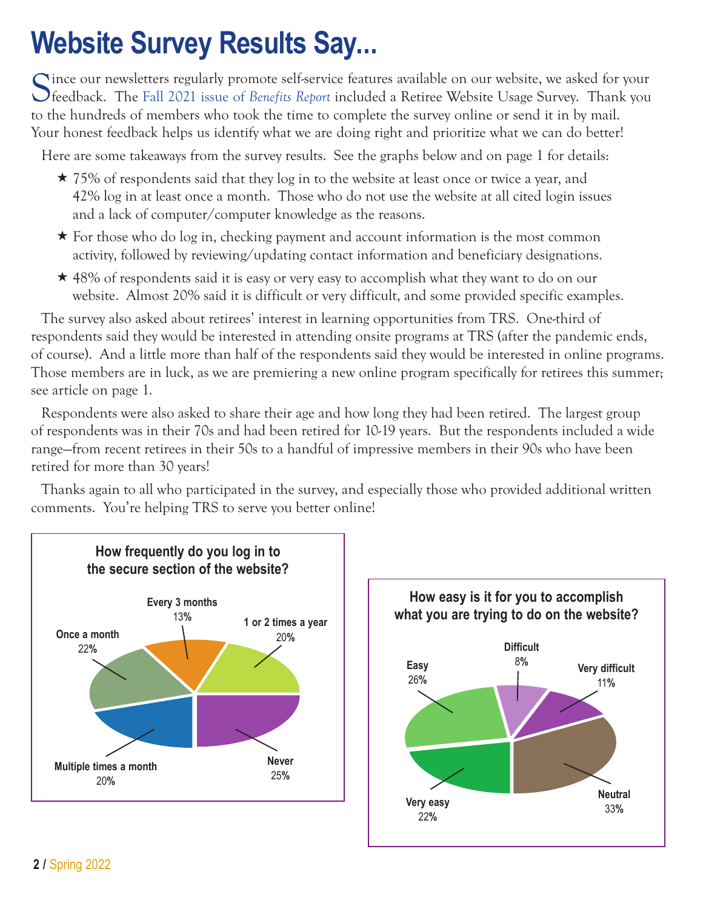# Website Survey Results Say...

Since our newsletters regularly promote self-service features available on our website, we asked for your feedback. The Fall 2021 issue of *Benefits Report* included a Retiree Website Usage Survey. Thank you to the hundreds of members who took the time to complete the survey online or send it in by mail. Your honest feedback helps us identify what we are doing right and prioritize what we can do better!

Here are some takeaways from the survey results. See the graphs below and on page 1 for details:

- ★ 75% of respondents said that they log in to the website at least once or twice a year, and 42% log in at least once a month. Those who do not use the website at all cited login issues and a lack of computer/computer knowledge as the reasons.
- ★ For those who do log in, checking payment and account information is the most common activity, followed by reviewing/updating contact information and beneficiary designations.
- ★ 48% of respondents said it is easy or very easy to accomplish what they want to do on our website. Almost 20% said it is difficult or very difficult, and some provided specific examples.

The survey also asked about retirees' interest in learning opportunities from TRS. One-third of respondents said they would be interested in attending onsite programs at TRS (after the pandemic ends, of course). And a little more than half of the respondents said they would be interested in online programs. Those members are in luck, as we are premiering a new online program specifically for retirees this summer; see article on page 1.

Respondents were also asked to share their age and how long they had been retired. The largest group of respondents was in their 70s and had been retired for 10-19 years. But the respondents included a wide range—from recent retirees in their 50s to a handful of impressive members in their 90s who have been retired for more than 30 years!

Thanks again to all who participated in the survey, and especially those who provided additional written comments. You're helping TRS to serve you better online!

**How frequently do you log in to the secure section of the website?**

| Response | Percent |
|---|---|
| Every 3 months | 13% |
| 1 or 2 times a year | 20% |
| Never | 25% |
| Multiple times a month | 20% |
| Once a month | 22% |

**How easy is it for you to accomplish what you are trying to do on the website?**

| Response | Percent |
|---|---|
| Difficult | 8% |
| Very difficult | 11% |
| Neutral | 33% |
| Very easy | 22% |
| Easy | 26% |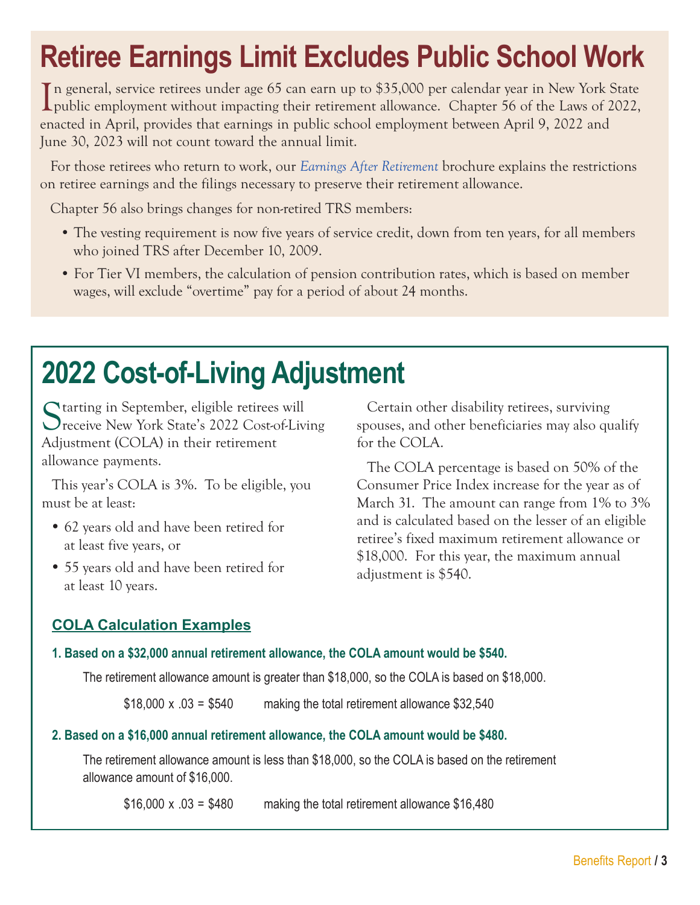# Retiree Earnings Limit Excludes Public School Work

In general, service retirees under age 65 can earn up to $35,000 per calendar year in New York State public employment without impacting their retirement allowance. Chapter 56 of the Laws of 2022, enacted in April, provides that earnings in public school employment between April 9, 2022 and June 30, 2023 will not count toward the annual limit.

For those retirees who return to work, our *Earnings After Retirement* brochure explains the restrictions on retiree earnings and the filings necessary to preserve their retirement allowance.

Chapter 56 also brings changes for non-retired TRS members:

- The vesting requirement is now five years of service credit, down from ten years, for all members who joined TRS after December 10, 2009.
- For Tier VI members, the calculation of pension contribution rates, which is based on member wages, will exclude "overtime" pay for a period of about 24 months.

# 2022 Cost-of-Living Adjustment

Starting in September, eligible retirees will receive New York State's 2022 Cost-of-Living Adjustment (COLA) in their retirement allowance payments.

This year's COLA is 3%. To be eligible, you must be at least:

- 62 years old and have been retired for at least five years, or
- 55 years old and have been retired for at least 10 years.

Certain other disability retirees, surviving spouses, and other beneficiaries may also qualify for the COLA.

The COLA percentage is based on 50% of the Consumer Price Index increase for the year as of March 31. The amount can range from 1% to 3% and is calculated based on the lesser of an eligible retiree's fixed maximum retirement allowance or $18,000. For this year, the maximum annual adjustment is $540.

## COLA Calculation Examples

**1. Based on a $32,000 annual retirement allowance, the COLA amount would be $540.**

The retirement allowance amount is greater than $18,000, so the COLA is based on $18,000.

$18,000 x .03 = $540 making the total retirement allowance $32,540

**2. Based on a $16,000 annual retirement allowance, the COLA amount would be $480.**

The retirement allowance amount is less than $18,000, so the COLA is based on the retirement allowance amount of $16,000.

$16,000 x .03 = $480 making the total retirement allowance $16,480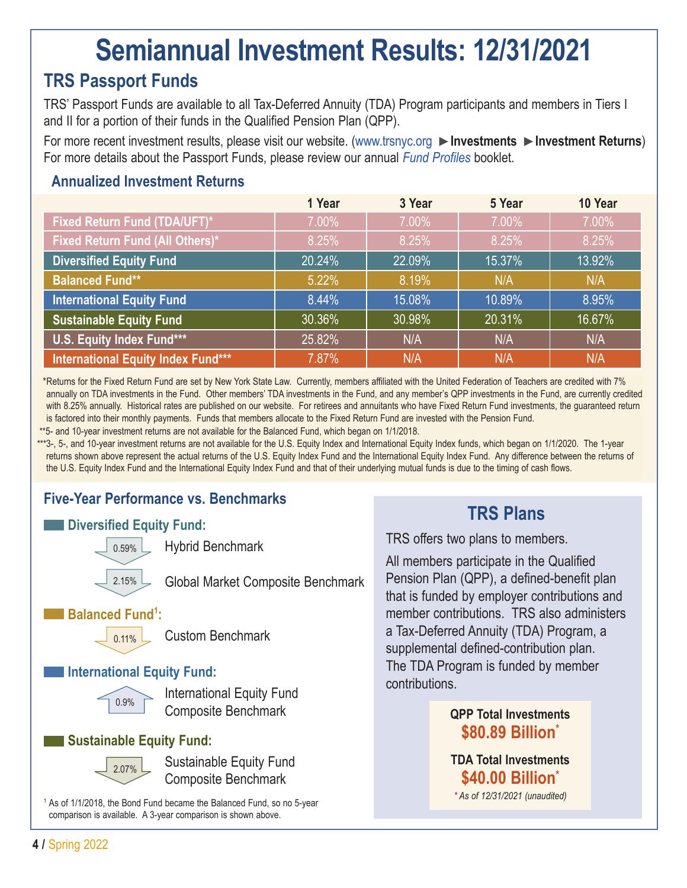# Semiannual Investment Results: 12/31/2021

## TRS Passport Funds

TRS' Passport Funds are available to all Tax-Deferred Annuity (TDA) Program participants and members in Tiers I and II for a portion of their funds in the Qualified Pension Plan (QPP).

For more recent investment results, please visit our website. (www.trsnyc.org ►**Investments** ►**Investment Returns**) For more details about the Passport Funds, please review our annual *Fund Profiles* booklet.

### Annualized Investment Returns

| | 1 Year | 3 Year | 5 Year | 10 Year |
|---|---|---|---|---|
| **Fixed Return Fund (TDA/UFT)*** | 7.00% | 7.00% | 7.00% | 7.00% |
| **Fixed Return Fund (All Others)*** | 8.25% | 8.25% | 8.25% | 8.25% |
| **Diversified Equity Fund** | 20.24% | 22.09% | 15.37% | 13.92% |
| **Balanced Fund**** | 5.22% | 8.19% | N/A | N/A |
| **International Equity Fund** | 8.44% | 15.08% | 10.89% | 8.95% |
| **Sustainable Equity Fund** | 30.36% | 30.98% | 20.31% | 16.67% |
| **U.S. Equity Index Fund***** | 25.82% | N/A | N/A | N/A |
| **International Equity Index Fund***** | 7.87% | N/A | N/A | N/A |

*Returns for the Fixed Return Fund are set by New York State Law. Currently, members affiliated with the United Federation of Teachers are credited with 7% annually on TDA investments in the Fund. Other members' TDA investments in the Fund, and any member's QPP investments in the Fund, are currently credited with 8.25% annually. Historical rates are published on our website. For retirees and annuitants who have Fixed Return Fund investments, the guaranteed return is factored into their monthly payments. Funds that members allocate to the Fixed Return Fund are invested with the Pension Fund.

**5- and 10-year investment returns are not available for the Balanced Fund, which began on 1/1/2018.

***3-, 5-, and 10-year investment returns are not available for the U.S. Equity Index and International Equity Index funds, which began on 1/1/2020. The 1-year returns shown above represent the actual returns of the U.S. Equity Index Fund and the International Equity Index Fund. Any difference between the returns of the U.S. Equity Index Fund and the International Equity Index Fund and that of their underlying mutual funds is due to the timing of cash flows.

### Five-Year Performance vs. Benchmarks

**Diversified Equity Fund:**

- ▼ 0.59% Hybrid Benchmark
- ▼ 2.15% Global Market Composite Benchmark

**Balanced Fund[1]:**

- ▼ 0.11% Custom Benchmark

**International Equity Fund:**

- ▲ 0.9% International Equity Fund Composite Benchmark

**Sustainable Equity Fund:**

- ▼ 2.07% Sustainable Equity Fund Composite Benchmark

[1] As of 1/1/2018, the Bond Fund became the Balanced Fund, so no 5-year comparison is available. A 3-year comparison is shown above.

## TRS Plans

TRS offers two plans to members.

All members participate in the Qualified Pension Plan (QPP), a defined-benefit plan that is funded by employer contributions and member contributions. TRS also administers a Tax-Deferred Annuity (TDA) Program, a supplemental defined-contribution plan. The TDA Program is funded by member contributions.

**QPP Total Investments**
**$80.89 Billion***

**TDA Total Investments**
**$40.00 Billion***

*\* As of 12/31/2021 (unaudited)*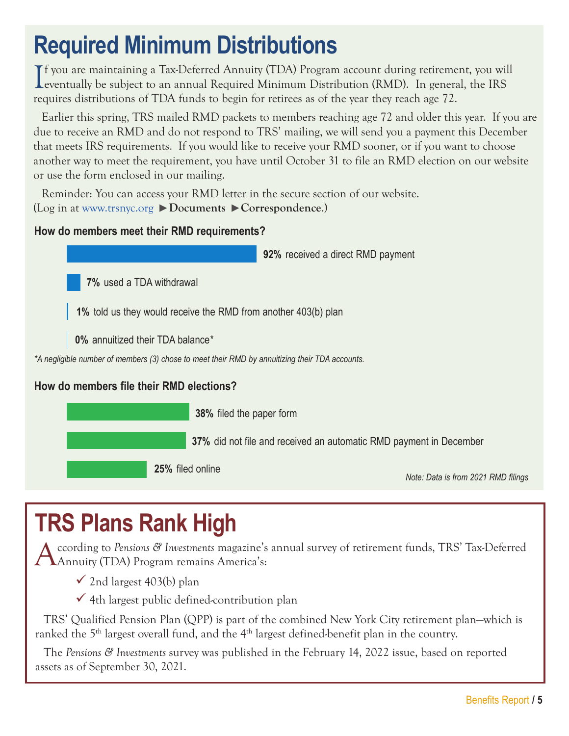# Required Minimum Distributions

If you are maintaining a Tax-Deferred Annuity (TDA) Program account during retirement, you will eventually be subject to an annual Required Minimum Distribution (RMD). In general, the IRS requires distributions of TDA funds to begin for retirees as of the year they reach age 72.

Earlier this spring, TRS mailed RMD packets to members reaching age 72 and older this year. If you are due to receive an RMD and do not respond to TRS' mailing, we will send you a payment this December that meets IRS requirements. If you would like to receive your RMD sooner, or if you want to choose another way to meet the requirement, you have until October 31 to file an RMD election on our website or use the form enclosed in our mailing.

Reminder: You can access your RMD letter in the secure section of our website. (Log in at www.trsnyc.org ►**Documents** ►**Correspondence**.)

### How do members meet their RMD requirements?

- **92%** received a direct RMD payment
- **7%** used a TDA withdrawal
- **1%** told us they would receive the RMD from another 403(b) plan
- **0%** annuitized their TDA balance*

*\*A negligible number of members (3) chose to meet their RMD by annuitizing their TDA accounts.*

### How do members file their RMD elections?

- **38%** filed the paper form
- **37%** did not file and received an automatic RMD payment in December
- **25%** filed online

*Note: Data is from 2021 RMD filings*

# TRS Plans Rank High

According to *Pensions & Investments* magazine's annual survey of retirement funds, TRS' Tax-Deferred Annuity (TDA) Program remains America's:

- ✓ 2nd largest 403(b) plan
- ✓ 4th largest public defined-contribution plan

TRS' Qualified Pension Plan (QPP) is part of the combined New York City retirement plan—which is ranked the 5th largest overall fund, and the 4th largest defined-benefit plan in the country.

The *Pensions & Investments* survey was published in the February 14, 2022 issue, based on reported assets as of September 30, 2021.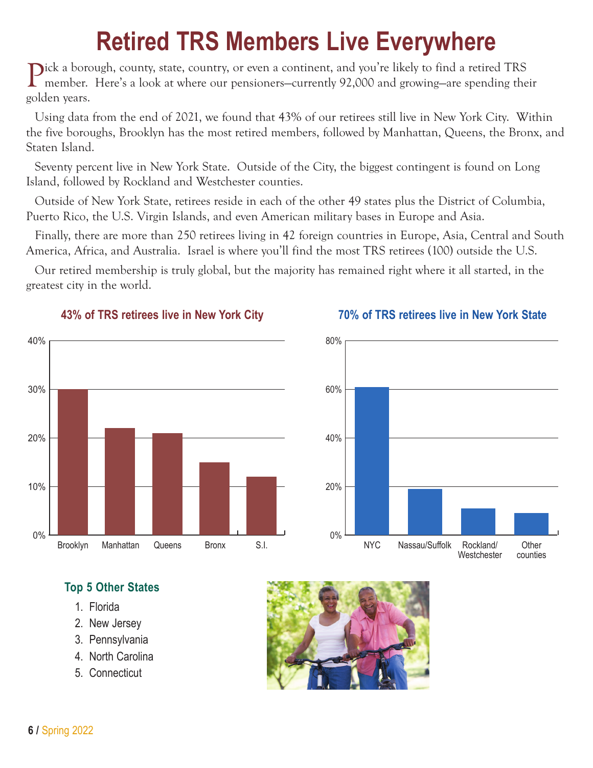# Retired TRS Members Live Everywhere

Pick a borough, county, state, country, or even a continent, and you're likely to find a retired TRS member. Here's a look at where our pensioners—currently 92,000 and growing—are spending their golden years.

Using data from the end of 2021, we found that 43% of our retirees still live in New York City. Within the five boroughs, Brooklyn has the most retired members, followed by Manhattan, Queens, the Bronx, and Staten Island.

Seventy percent live in New York State. Outside of the City, the biggest contingent is found on Long Island, followed by Rockland and Westchester counties.

Outside of New York State, retirees reside in each of the other 49 states plus the District of Columbia, Puerto Rico, the U.S. Virgin Islands, and even American military bases in Europe and Asia.

Finally, there are more than 250 retirees living in 42 foreign countries in Europe, Asia, Central and South America, Africa, and Australia. Israel is where you'll find the most TRS retirees (100) outside the U.S.

Our retired membership is truly global, but the majority has remained right where it all started, in the greatest city in the world.

### 43% of TRS retirees live in New York City

| Borough | Share |
|---|---|
| Brooklyn | 30% |
| Manhattan | 22% |
| Queens | 21% |
| Bronx | 15% |
| S.I. | 12% |

### 70% of TRS retirees live in New York State

| Area | Share |
|---|---|
| NYC | 61% |
| Nassau/Suffolk | 19% |
| Rockland/ Westchester | 11% |
| Other counties | 9% |

### Top 5 Other States

1. Florida
2. New Jersey
3. Pennsylvania
4. North Carolina
5. Connecticut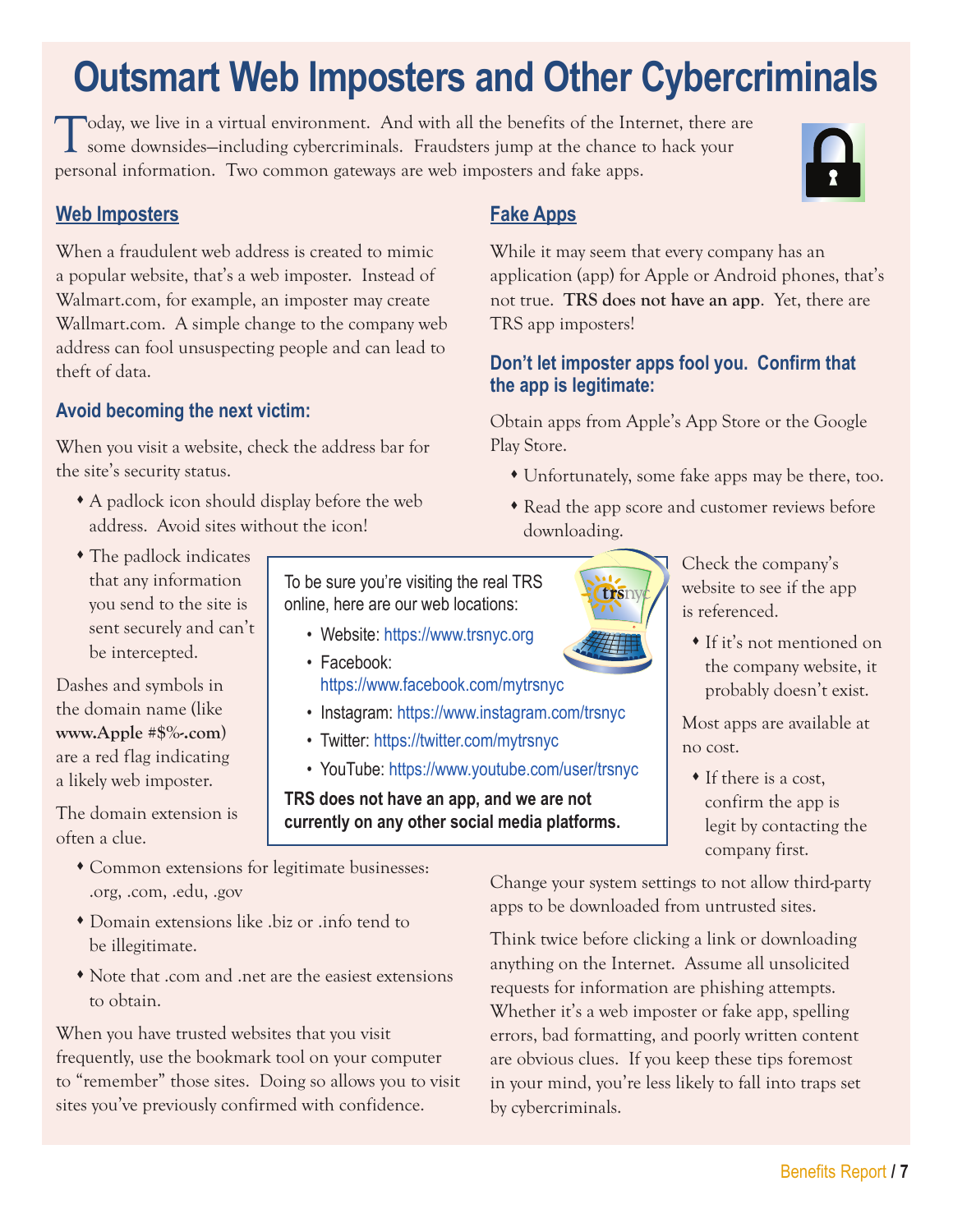# Outsmart Web Imposters and Other Cybercriminals

Today, we live in a virtual environment. And with all the benefits of the Internet, there are some downsides—including cybercriminals. Fraudsters jump at the chance to hack your personal information. Two common gateways are web imposters and fake apps.

## Web Imposters

When a fraudulent web address is created to mimic a popular website, that's a web imposter. Instead of Walmart.com, for example, an imposter may create Wallmart.com. A simple change to the company web address can fool unsuspecting people and can lead to theft of data.

### Avoid becoming the next victim:

When you visit a website, check the address bar for the site's security status.

- A padlock icon should display before the web address. Avoid sites without the icon!
- The padlock indicates that any information you send to the site is sent securely and can't be intercepted.

Dashes and symbols in the domain name (like **www.Apple #$%-.com)** are a red flag indicating a likely web imposter.

The domain extension is often a clue.

- Common extensions for legitimate businesses: .org, .com, .edu, .gov
- Domain extensions like .biz or .info tend to be illegitimate.
- Note that .com and .net are the easiest extensions to obtain.

When you have trusted websites that you visit frequently, use the bookmark tool on your computer to "remember" those sites. Doing so allows you to visit sites you've previously confirmed with confidence.

To be sure you're visiting the real TRS online, here are our web locations:

- Website: https://www.trsnyc.org
- Facebook: https://www.facebook.com/mytrsnyc
- Instagram: https://www.instagram.com/trsnyc
- Twitter: https://twitter.com/mytrsnyc
- YouTube: https://www.youtube.com/user/trsnyc

**TRS does not have an app, and we are not currently on any other social media platforms.**

## Fake Apps

While it may seem that every company has an application (app) for Apple or Android phones, that's not true. **TRS does not have an app**. Yet, there are TRS app imposters!

### Don't let imposter apps fool you. Confirm that the app is legitimate:

Obtain apps from Apple's App Store or the Google Play Store.

- Unfortunately, some fake apps may be there, too.
- Read the app score and customer reviews before downloading.

Check the company's website to see if the app is referenced.

- If it's not mentioned on the company website, it probably doesn't exist.

Most apps are available at no cost.

- If there is a cost, confirm the app is legit by contacting the company first.

Change your system settings to not allow third-party apps to be downloaded from untrusted sites.

Think twice before clicking a link or downloading anything on the Internet. Assume all unsolicited requests for information are phishing attempts. Whether it's a web imposter or fake app, spelling errors, bad formatting, and poorly written content are obvious clues. If you keep these tips foremost in your mind, you're less likely to fall into traps set by cybercriminals.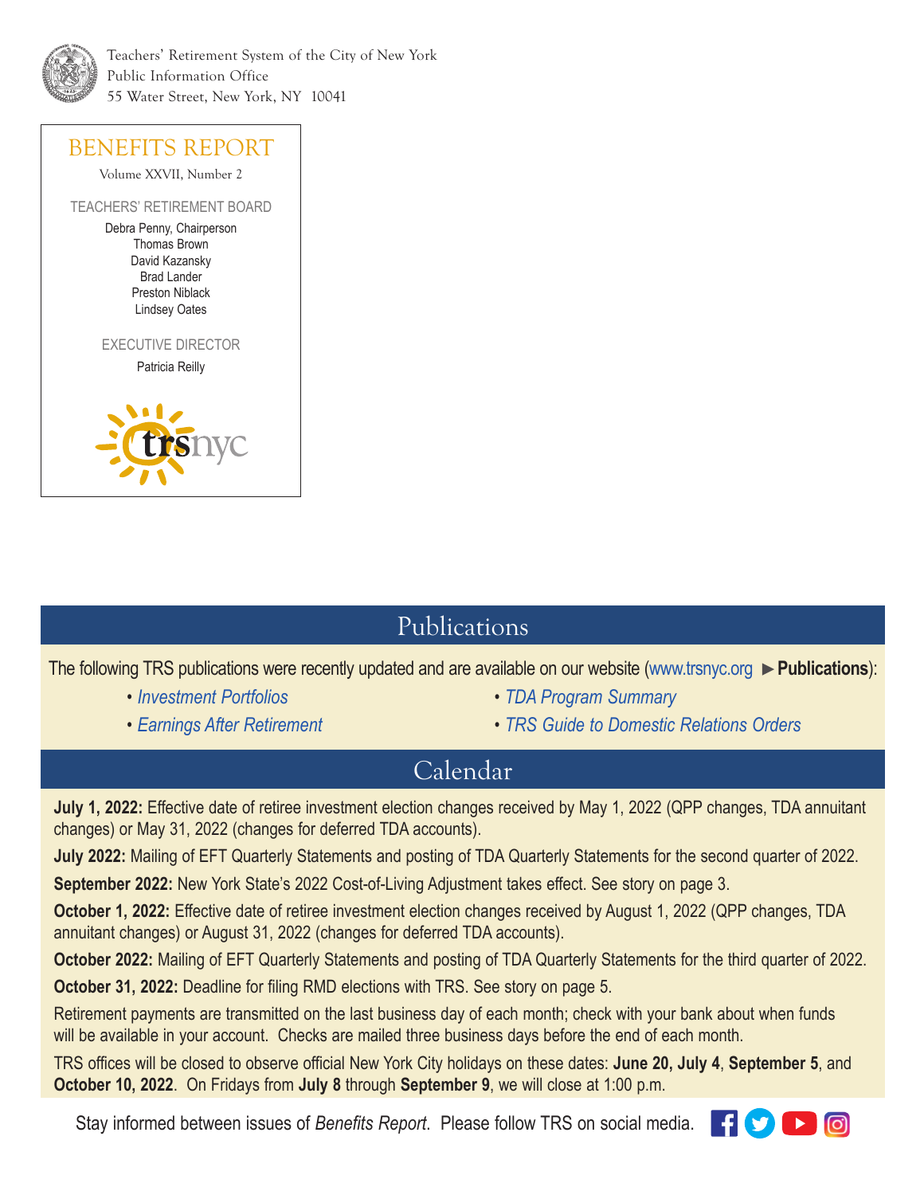Teachers' Retirement System of the City of New York
Public Information Office
55 Water Street, New York, NY 10041

## BENEFITS REPORT

Volume XXVII, Number 2

TEACHERS' RETIREMENT BOARD

Debra Penny, Chairperson
Thomas Brown
David Kazansky
Brad Lander
Preston Niblack
Lindsey Oates

EXECUTIVE DIRECTOR

Patricia Reilly

## Publications

The following TRS publications were recently updated and are available on our website (www.trsnyc.org ▶ **Publications**):

- *Investment Portfolios*
- *Earnings After Retirement*
- *TDA Program Summary*
- *TRS Guide to Domestic Relations Orders*

## Calendar

**July 1, 2022:** Effective date of retiree investment election changes received by May 1, 2022 (QPP changes, TDA annuitant changes) or May 31, 2022 (changes for deferred TDA accounts).

**July 2022:** Mailing of EFT Quarterly Statements and posting of TDA Quarterly Statements for the second quarter of 2022.

**September 2022:** New York State's 2022 Cost-of-Living Adjustment takes effect. See story on page 3.

**October 1, 2022:** Effective date of retiree investment election changes received by August 1, 2022 (QPP changes, TDA annuitant changes) or August 31, 2022 (changes for deferred TDA accounts).

**October 2022:** Mailing of EFT Quarterly Statements and posting of TDA Quarterly Statements for the third quarter of 2022.

**October 31, 2022:** Deadline for filing RMD elections with TRS. See story on page 5.

Retirement payments are transmitted on the last business day of each month; check with your bank about when funds will be available in your account. Checks are mailed three business days before the end of each month.

TRS offices will be closed to observe official New York City holidays on these dates: **June 20, July 4**, **September 5**, and **October 10, 2022**. On Fridays from **July 8** through **September 9**, we will close at 1:00 p.m.

Stay informed between issues of *Benefits Report*. Please follow TRS on social media.